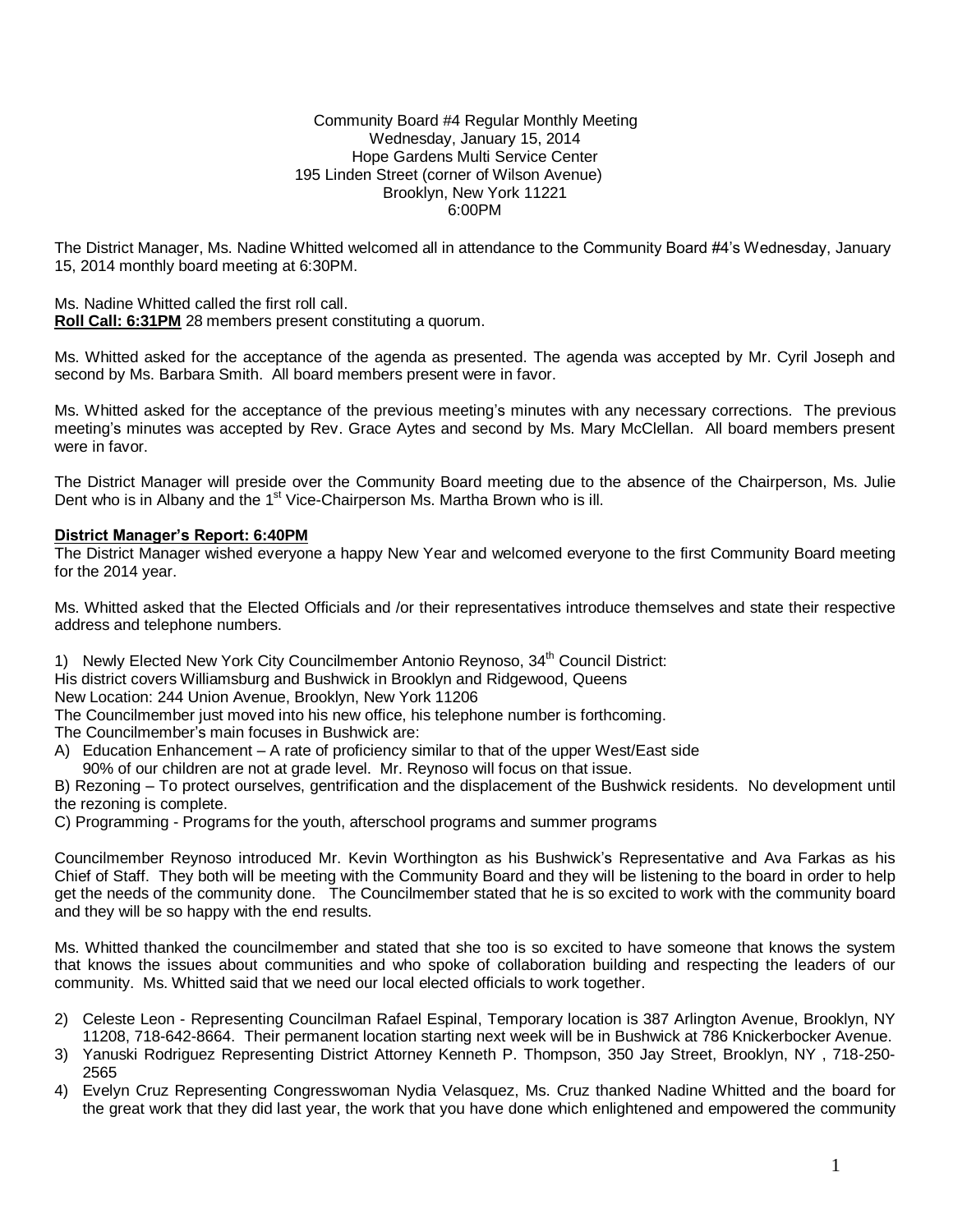Community Board #4 Regular Monthly Meeting
Wednesday, January 15, 2014
Hope Gardens Multi Service Center
195 Linden Street (corner of Wilson Avenue)
Brooklyn, New York 11221
6:00PM

The District Manager, Ms. Nadine Whitted welcomed all in attendance to the Community Board #4's Wednesday, January 15, 2014 monthly board meeting at 6:30PM.

Ms. Nadine Whitted called the first roll call.
**Roll Call: 6:31PM** 28 members present constituting a quorum.

Ms. Whitted asked for the acceptance of the agenda as presented. The agenda was accepted by Mr. Cyril Joseph and second by Ms. Barbara Smith. All board members present were in favor.

Ms. Whitted asked for the acceptance of the previous meeting's minutes with any necessary corrections. The previous meeting's minutes was accepted by Rev. Grace Aytes and second by Ms. Mary McClellan. All board members present were in favor.

The District Manager will preside over the Community Board meeting due to the absence of the Chairperson, Ms. Julie Dent who is in Albany and the 1st Vice-Chairperson Ms. Martha Brown who is ill.

**District Manager's Report: 6:40PM**

The District Manager wished everyone a happy New Year and welcomed everyone to the first Community Board meeting for the 2014 year.

Ms. Whitted asked that the Elected Officials and /or their representatives introduce themselves and state their respective address and telephone numbers.

1) Newly Elected New York City Councilmember Antonio Reynoso, 34th Council District:
His district covers Williamsburg and Bushwick in Brooklyn and Ridgewood, Queens
New Location: 244 Union Avenue, Brooklyn, New York 11206
The Councilmember just moved into his new office, his telephone number is forthcoming.
The Councilmember's main focuses in Bushwick are:
A) Education Enhancement – A rate of proficiency similar to that of the upper West/East side
90% of our children are not at grade level. Mr. Reynoso will focus on that issue.
B) Rezoning – To protect ourselves, gentrification and the displacement of the Bushwick residents. No development until the rezoning is complete.
C) Programming - Programs for the youth, afterschool programs and summer programs

Councilmember Reynoso introduced Mr. Kevin Worthington as his Bushwick's Representative and Ava Farkas as his Chief of Staff. They both will be meeting with the Community Board and they will be listening to the board in order to help get the needs of the community done. The Councilmember stated that he is so excited to work with the community board and they will be so happy with the end results.

Ms. Whitted thanked the councilmember and stated that she too is so excited to have someone that knows the system that knows the issues about communities and who spoke of collaboration building and respecting the leaders of our community. Ms. Whitted said that we need our local elected officials to work together.

2) Celeste Leon - Representing Councilman Rafael Espinal, Temporary location is 387 Arlington Avenue, Brooklyn, NY 11208, 718-642-8664. Their permanent location starting next week will be in Bushwick at 786 Knickerbocker Avenue.
3) Yanuski Rodriguez Representing District Attorney Kenneth P. Thompson, 350 Jay Street, Brooklyn, NY , 718-250-2565
4) Evelyn Cruz Representing Congresswoman Nydia Velasquez, Ms. Cruz thanked Nadine Whitted and the board for the great work that they did last year, the work that you have done which enlightened and empowered the community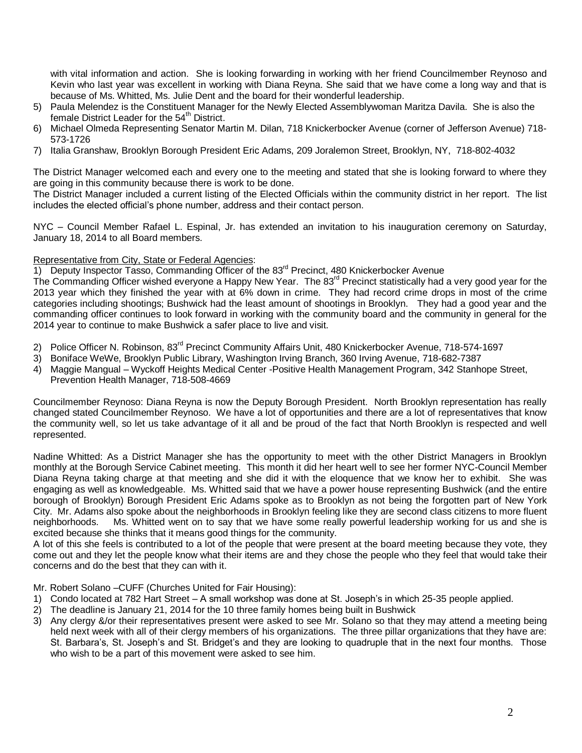with vital information and action. She is looking forwarding in working with her friend Councilmember Reynoso and Kevin who last year was excellent in working with Diana Reyna. She said that we have come a long way and that is because of Ms. Whitted, Ms. Julie Dent and the board for their wonderful leadership.

5) Paula Melendez is the Constituent Manager for the Newly Elected Assemblywoman Maritza Davila. She is also the female District Leader for the 54th District.
6) Michael Olmeda Representing Senator Martin M. Dilan, 718 Knickerbocker Avenue (corner of Jefferson Avenue) 718-573-1726
7) Italia Granshaw, Brooklyn Borough President Eric Adams, 209 Joralemon Street, Brooklyn, NY, 718-802-4032

The District Manager welcomed each and every one to the meeting and stated that she is looking forward to where they are going in this community because there is work to be done.

The District Manager included a current listing of the Elected Officials within the community district in her report. The list includes the elected official's phone number, address and their contact person.

NYC – Council Member Rafael L. Espinal, Jr. has extended an invitation to his inauguration ceremony on Saturday, January 18, 2014 to all Board members.

Representative from City, State or Federal Agencies:

1) Deputy Inspector Tasso, Commanding Officer of the 83rd Precinct, 480 Knickerbocker Avenue

The Commanding Officer wished everyone a Happy New Year. The 83rd Precinct statistically had a very good year for the 2013 year which they finished the year with at 6% down in crime. They had record crime drops in most of the crime categories including shootings; Bushwick had the least amount of shootings in Brooklyn. They had a good year and the commanding officer continues to look forward in working with the community board and the community in general for the 2014 year to continue to make Bushwick a safer place to live and visit.

2) Police Officer N. Robinson, 83rd Precinct Community Affairs Unit, 480 Knickerbocker Avenue, 718-574-1697
3) Boniface WeWe, Brooklyn Public Library, Washington Irving Branch, 360 Irving Avenue, 718-682-7387
4) Maggie Mangual – Wyckoff Heights Medical Center -Positive Health Management Program, 342 Stanhope Street, Prevention Health Manager, 718-508-4669

Councilmember Reynoso: Diana Reyna is now the Deputy Borough President. North Brooklyn representation has really changed stated Councilmember Reynoso. We have a lot of opportunities and there are a lot of representatives that know the community well, so let us take advantage of it all and be proud of the fact that North Brooklyn is respected and well represented.

Nadine Whitted: As a District Manager she has the opportunity to meet with the other District Managers in Brooklyn monthly at the Borough Service Cabinet meeting. This month it did her heart well to see her former NYC-Council Member Diana Reyna taking charge at that meeting and she did it with the eloquence that we know her to exhibit. She was engaging as well as knowledgeable. Ms. Whitted said that we have a power house representing Bushwick (and the entire borough of Brooklyn) Borough President Eric Adams spoke as to Brooklyn as not being the forgotten part of New York City. Mr. Adams also spoke about the neighborhoods in Brooklyn feeling like they are second class citizens to more fluent neighborhoods. Ms. Whitted went on to say that we have some really powerful leadership working for us and she is excited because she thinks that it means good things for the community.

A lot of this she feels is contributed to a lot of the people that were present at the board meeting because they vote, they come out and they let the people know what their items are and they chose the people who they feel that would take their concerns and do the best that they can with it.

Mr. Robert Solano –CUFF (Churches United for Fair Housing):

1) Condo located at 782 Hart Street – A small workshop was done at St. Joseph's in which 25-35 people applied.
2) The deadline is January 21, 2014 for the 10 three family homes being built in Bushwick
3) Any clergy &/or their representatives present were asked to see Mr. Solano so that they may attend a meeting being held next week with all of their clergy members of his organizations. The three pillar organizations that they have are: St. Barbara's, St. Joseph's and St. Bridget's and they are looking to quadruple that in the next four months. Those who wish to be a part of this movement were asked to see him.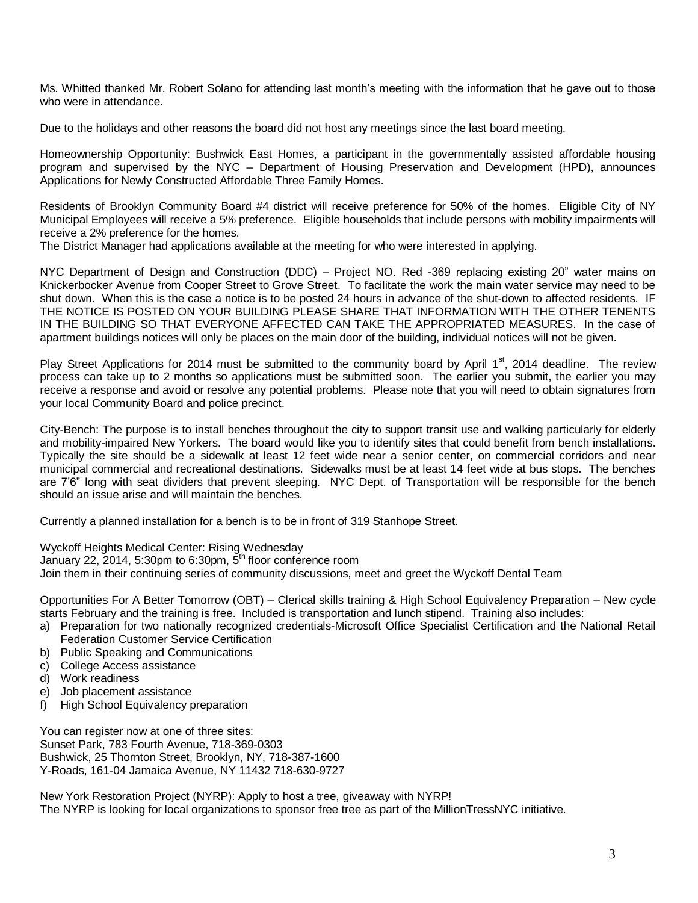Ms. Whitted thanked Mr. Robert Solano for attending last month's meeting with the information that he gave out to those who were in attendance.

Due to the holidays and other reasons the board did not host any meetings since the last board meeting.

Homeownership Opportunity: Bushwick East Homes, a participant in the governmentally assisted affordable housing program and supervised by the NYC – Department of Housing Preservation and Development (HPD), announces Applications for Newly Constructed Affordable Three Family Homes.

Residents of Brooklyn Community Board #4 district will receive preference for 50% of the homes. Eligible City of NY Municipal Employees will receive a 5% preference. Eligible households that include persons with mobility impairments will receive a 2% preference for the homes.
The District Manager had applications available at the meeting for who were interested in applying.

NYC Department of Design and Construction (DDC) – Project NO. Red -369 replacing existing 20" water mains on Knickerbocker Avenue from Cooper Street to Grove Street. To facilitate the work the main water service may need to be shut down. When this is the case a notice is to be posted 24 hours in advance of the shut-down to affected residents. IF THE NOTICE IS POSTED ON YOUR BUILDING PLEASE SHARE THAT INFORMATION WITH THE OTHER TENENTS IN THE BUILDING SO THAT EVERYONE AFFECTED CAN TAKE THE APPROPRIATED MEASURES. In the case of apartment buildings notices will only be places on the main door of the building, individual notices will not be given.

Play Street Applications for 2014 must be submitted to the community board by April 1st, 2014 deadline. The review process can take up to 2 months so applications must be submitted soon. The earlier you submit, the earlier you may receive a response and avoid or resolve any potential problems. Please note that you will need to obtain signatures from your local Community Board and police precinct.

City-Bench: The purpose is to install benches throughout the city to support transit use and walking particularly for elderly and mobility-impaired New Yorkers. The board would like you to identify sites that could benefit from bench installations. Typically the site should be a sidewalk at least 12 feet wide near a senior center, on commercial corridors and near municipal commercial and recreational destinations. Sidewalks must be at least 14 feet wide at bus stops. The benches are 7'6" long with seat dividers that prevent sleeping. NYC Dept. of Transportation will be responsible for the bench should an issue arise and will maintain the benches.

Currently a planned installation for a bench is to be in front of 319 Stanhope Street.

Wyckoff Heights Medical Center: Rising Wednesday
January 22, 2014, 5:30pm to 6:30pm, 5th floor conference room
Join them in their continuing series of community discussions, meet and greet the Wyckoff Dental Team

Opportunities For A Better Tomorrow (OBT) – Clerical skills training & High School Equivalency Preparation – New cycle starts February and the training is free. Included is transportation and lunch stipend. Training also includes:

a) Preparation for two nationally recognized credentials-Microsoft Office Specialist Certification and the National Retail Federation Customer Service Certification
b) Public Speaking and Communications
c) College Access assistance
d) Work readiness
e) Job placement assistance
f) High School Equivalency preparation

You can register now at one of three sites:
Sunset Park, 783 Fourth Avenue, 718-369-0303
Bushwick, 25 Thornton Street, Brooklyn, NY, 718-387-1600
Y-Roads, 161-04 Jamaica Avenue, NY 11432 718-630-9727

New York Restoration Project (NYRP): Apply to host a tree, giveaway with NYRP!
The NYRP is looking for local organizations to sponsor free tree as part of the MillionTressNYC initiative.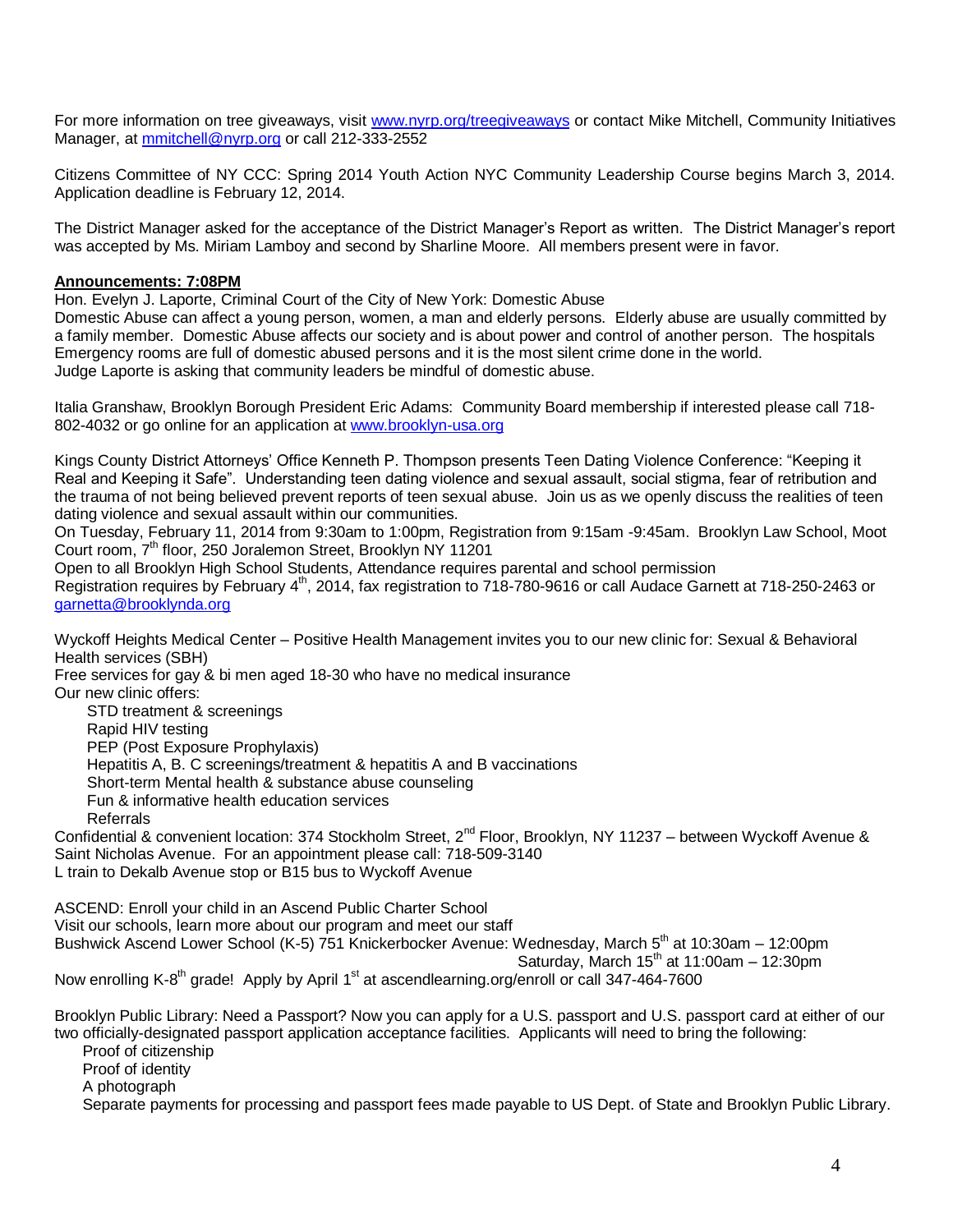For more information on tree giveaways, visit www.nyrp.org/treegiveaways or contact Mike Mitchell, Community Initiatives Manager, at mmitchell@nyrp.org or call 212-333-2552

Citizens Committee of NY CCC: Spring 2014 Youth Action NYC Community Leadership Course begins March 3, 2014. Application deadline is February 12, 2014.

The District Manager asked for the acceptance of the District Manager's Report as written. The District Manager's report was accepted by Ms. Miriam Lamboy and second by Sharline Moore. All members present were in favor.

**Announcements: 7:08PM**

Hon. Evelyn J. Laporte, Criminal Court of the City of New York: Domestic Abuse
Domestic Abuse can affect a young person, women, a man and elderly persons. Elderly abuse are usually committed by a family member. Domestic Abuse affects our society and is about power and control of another person. The hospitals Emergency rooms are full of domestic abused persons and it is the most silent crime done in the world.
Judge Laporte is asking that community leaders be mindful of domestic abuse.

Italia Granshaw, Brooklyn Borough President Eric Adams: Community Board membership if interested please call 718-802-4032 or go online for an application at www.brooklyn-usa.org

Kings County District Attorneys' Office Kenneth P. Thompson presents Teen Dating Violence Conference: "Keeping it Real and Keeping it Safe". Understanding teen dating violence and sexual assault, social stigma, fear of retribution and the trauma of not being believed prevent reports of teen sexual abuse. Join us as we openly discuss the realities of teen dating violence and sexual assault within our communities.
On Tuesday, February 11, 2014 from 9:30am to 1:00pm, Registration from 9:15am -9:45am. Brooklyn Law School, Moot Court room, 7th floor, 250 Joralemon Street, Brooklyn NY 11201
Open to all Brooklyn High School Students, Attendance requires parental and school permission
Registration requires by February 4th, 2014, fax registration to 718-780-9616 or call Audace Garnett at 718-250-2463 or garnetta@brooklynda.org

Wyckoff Heights Medical Center – Positive Health Management invites you to our new clinic for: Sexual & Behavioral Health services (SBH)
Free services for gay & bi men aged 18-30 who have no medical insurance
Our new clinic offers:

- STD treatment & screenings
- Rapid HIV testing
- PEP (Post Exposure Prophylaxis)
- Hepatitis A, B. C screenings/treatment & hepatitis A and B vaccinations
- Short-term Mental health & substance abuse counseling
- Fun & informative health education services
- Referrals

Confidential & convenient location: 374 Stockholm Street, 2nd Floor, Brooklyn, NY 11237 – between Wyckoff Avenue & Saint Nicholas Avenue. For an appointment please call: 718-509-3140
L train to Dekalb Avenue stop or B15 bus to Wyckoff Avenue

ASCEND: Enroll your child in an Ascend Public Charter School
Visit our schools, learn more about our program and meet our staff
Bushwick Ascend Lower School (K-5) 751 Knickerbocker Avenue: Wednesday, March 5th at 10:30am – 12:00pm
Saturday, March 15th at 11:00am – 12:30pm
Now enrolling K-8th grade! Apply by April 1st at ascendlearning.org/enroll or call 347-464-7600

Brooklyn Public Library: Need a Passport? Now you can apply for a U.S. passport and U.S. passport card at either of our two officially-designated passport application acceptance facilities. Applicants will need to bring the following:

- Proof of citizenship
- Proof of identity
- A photograph
- Separate payments for processing and passport fees made payable to US Dept. of State and Brooklyn Public Library.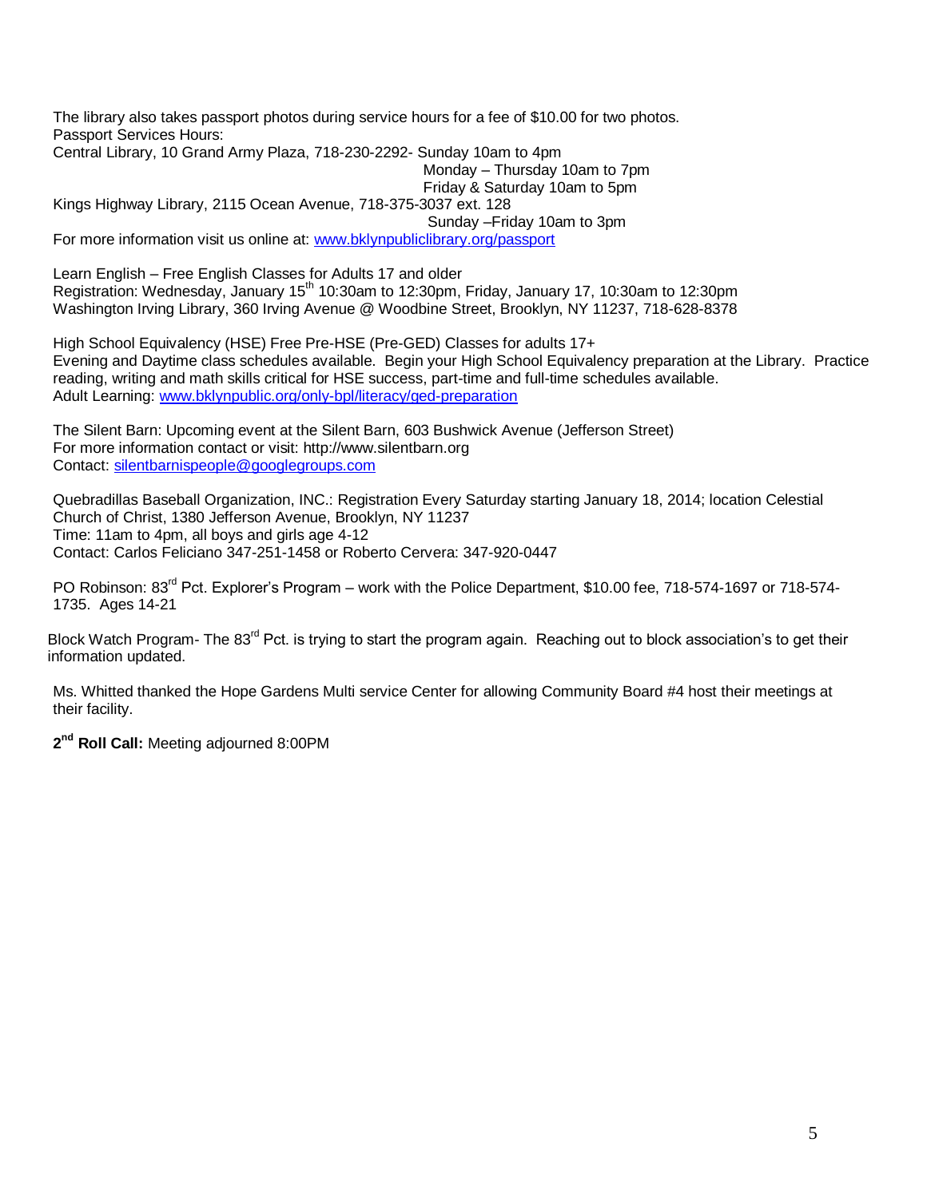The library also takes passport photos during service hours for a fee of $10.00 for two photos.
Passport Services Hours:
Central Library, 10 Grand Army Plaza, 718-230-2292- Sunday 10am to 4pm
Monday – Thursday 10am to 7pm
Friday & Saturday 10am to 5pm
Kings Highway Library, 2115 Ocean Avenue, 718-375-3037 ext. 128
Sunday –Friday 10am to 3pm
For more information visit us online at: [www.bklynpubliclibrary.org/passport](http://www.bklynpubliclibrary.org/passport)

Learn English – Free English Classes for Adults 17 and older
Registration: Wednesday, January 15th 10:30am to 12:30pm, Friday, January 17, 10:30am to 12:30pm
Washington Irving Library, 360 Irving Avenue @ Woodbine Street, Brooklyn, NY 11237, 718-628-8378

High School Equivalency (HSE) Free Pre-HSE (Pre-GED) Classes for adults 17+
Evening and Daytime class schedules available. Begin your High School Equivalency preparation at the Library. Practice reading, writing and math skills critical for HSE success, part-time and full-time schedules available.
Adult Learning: [www.bklynpublic.org/only-bpl/literacy/ged-preparation](http://www.bklynpublic.org/only-bpl/literacy/ged-preparation)

The Silent Barn: Upcoming event at the Silent Barn, 603 Bushwick Avenue (Jefferson Street)
For more information contact or visit: http://www.silentbarn.org
Contact: [silentbarnispeople@googlegroups.com](mailto:silentbarnispeople@googlegroups.com)

Quebradillas Baseball Organization, INC.: Registration Every Saturday starting January 18, 2014; location Celestial Church of Christ, 1380 Jefferson Avenue, Brooklyn, NY 11237
Time: 11am to 4pm, all boys and girls age 4-12
Contact: Carlos Feliciano 347-251-1458 or Roberto Cervera: 347-920-0447

PO Robinson: 83rd Pct. Explorer's Program – work with the Police Department, $10.00 fee, 718-574-1697 or 718-574-1735. Ages 14-21

Block Watch Program- The 83rd Pct. is trying to start the program again. Reaching out to block association's to get their information updated.

Ms. Whitted thanked the Hope Gardens Multi service Center for allowing Community Board #4 host their meetings at their facility.

**2nd Roll Call:** Meeting adjourned 8:00PM